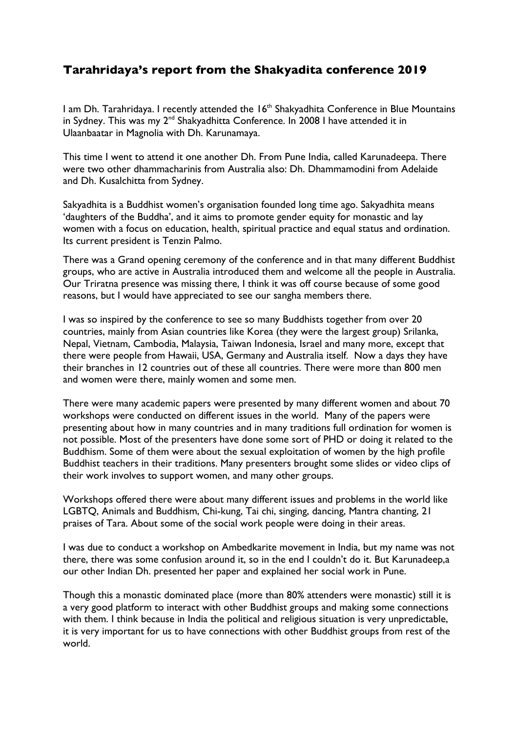## Tarahridaya's report from the Shakyadita conference 2019

I am Dh. Tarahridaya. I recently attended the 16th Shakyadhita Conference in Blue Mountains in Sydney. This was my 2nd Shakyadhitta Conference. In 2008 I have attended it in Ulaanbaatar in Magnolia with Dh. Karunamaya.

This time I went to attend it one another Dh. From Pune India, called Karunadeepa. There were two other dhammacharinis from Australia also: Dh. Dhammamodini from Adelaide and Dh. Kusalchitta from Sydney.

Sakyadhita is a Buddhist women's organisation founded long time ago. Sakyadhita means 'daughters of the Buddha', and it aims to promote gender equity for monastic and lay women with a focus on education, health, spiritual practice and equal status and ordination. Its current president is Tenzin Palmo.

There was a Grand opening ceremony of the conference and in that many different Buddhist groups, who are active in Australia introduced them and welcome all the people in Australia. Our Triratna presence was missing there, I think it was off course because of some good reasons, but I would have appreciated to see our sangha members there.

I was so inspired by the conference to see so many Buddhists together from over 20 countries, mainly from Asian countries like Korea (they were the largest group) Srilanka, Nepal, Vietnam, Cambodia, Malaysia, Taiwan Indonesia, Israel and many more, except that there were people from Hawaii, USA, Germany and Australia itself. Now a days they have their branches in 12 countries out of these all countries. There were more than 800 men and women were there, mainly women and some men.

There were many academic papers were presented by many different women and about 70 workshops were conducted on different issues in the world. Many of the papers were presenting about how in many countries and in many traditions full ordination for women is not possible. Most of the presenters have done some sort of PHD or doing it related to the Buddhism. Some of them were about the sexual exploitation of women by the high profile Buddhist teachers in their traditions. Many presenters brought some slides or video clips of their work involves to support women, and many other groups.

Workshops offered there were about many different issues and problems in the world like LGBTQ, Animals and Buddhism, Chi-kung, Tai chi, singing, dancing, Mantra chanting, 21 praises of Tara. About some of the social work people were doing in their areas.

I was due to conduct a workshop on Ambedkarite movement in India, but my name was not there, there was some confusion around it, so in the end I couldn't do it. But Karunadeep,a our other Indian Dh. presented her paper and explained her social work in Pune.

Though this a monastic dominated place (more than 80% attenders were monastic) still it is a very good platform to interact with other Buddhist groups and making some connections with them. I think because in India the political and religious situation is very unpredictable, it is very important for us to have connections with other Buddhist groups from rest of the world.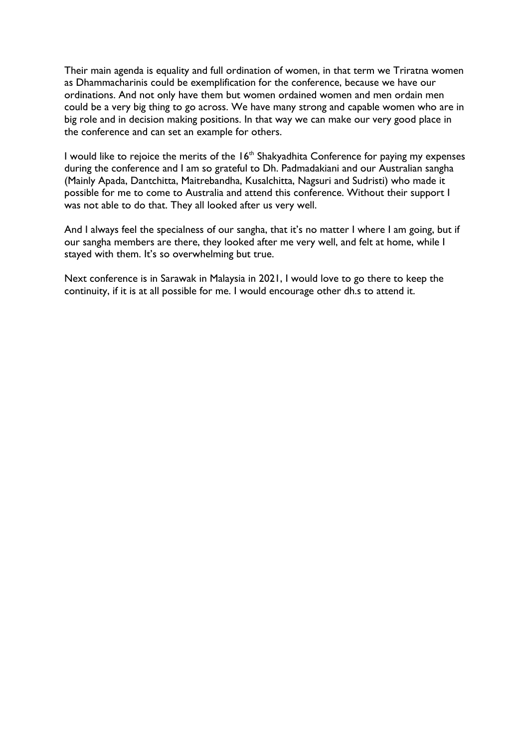Their main agenda is equality and full ordination of women, in that term we Triratna women as Dhammacharinis could be exemplification for the conference, because we have our ordinations. And not only have them but women ordained women and men ordain men could be a very big thing to go across. We have many strong and capable women who are in big role and in decision making positions. In that way we can make our very good place in the conference and can set an example for others.

I would like to rejoice the merits of the 16th Shakyadhita Conference for paying my expenses during the conference and I am so grateful to Dh. Padmadakiani and our Australian sangha (Mainly Apada, Dantchitta, Maitrebandha, Kusalchitta, Nagsuri and Sudristi) who made it possible for me to come to Australia and attend this conference. Without their support I was not able to do that. They all looked after us very well.

And I always feel the specialness of our sangha, that it's no matter I where I am going, but if our sangha members are there, they looked after me very well, and felt at home, while I stayed with them. It's so overwhelming but true.

Next conference is in Sarawak in Malaysia in 2021, I would love to go there to keep the continuity, if it is at all possible for me. I would encourage other dh.s to attend it.